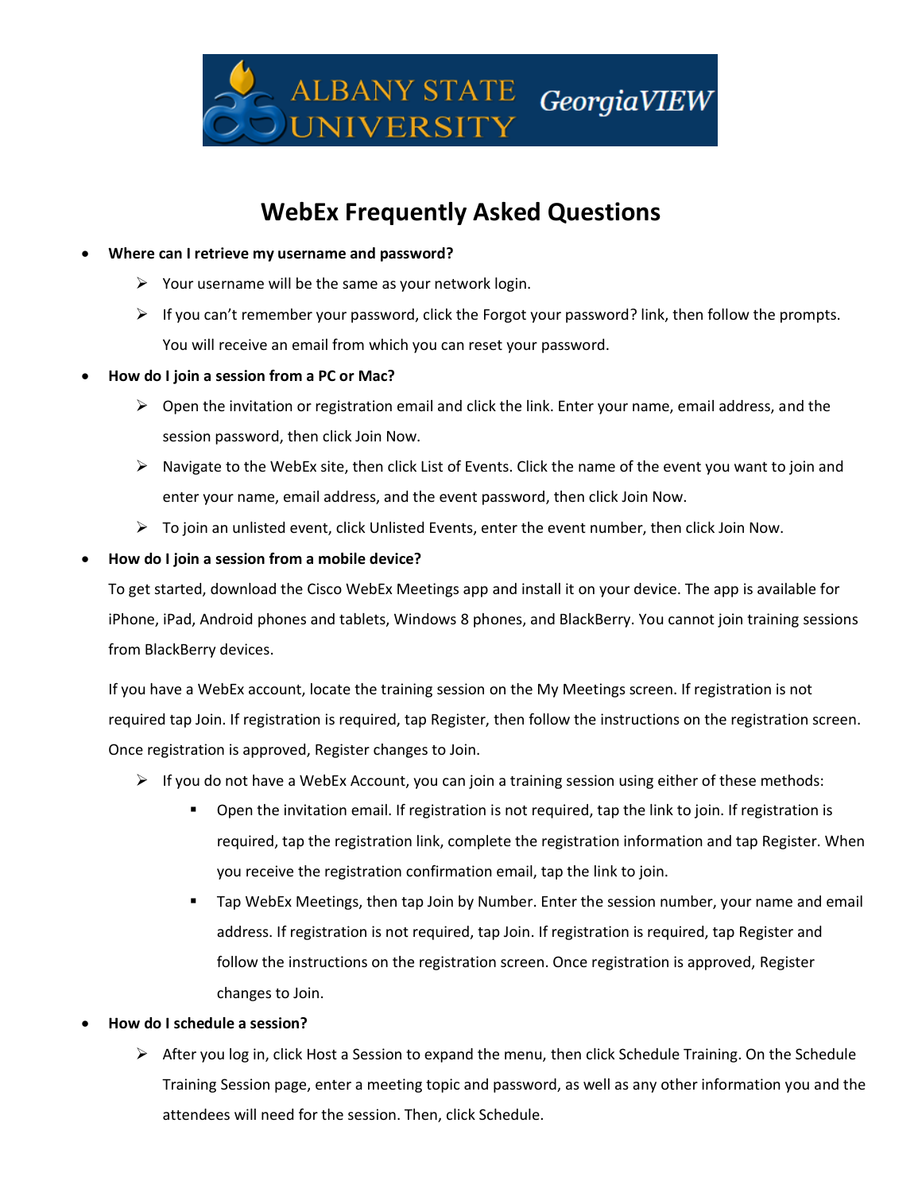# WebEx Frequently Asked Questions

- **Where can I retrieve my username and password?**
  - Your username will be the same as your network login.
  - If you can't remember your password, click the Forgot your password? link, then follow the prompts. You will receive an email from which you can reset your password.
- **How do I join a session from a PC or Mac?**
  - Open the invitation or registration email and click the link. Enter your name, email address, and the session password, then click Join Now.
  - Navigate to the WebEx site, then click List of Events. Click the name of the event you want to join and enter your name, email address, and the event password, then click Join Now.
  - To join an unlisted event, click Unlisted Events, enter the event number, then click Join Now.
- **How do I join a session from a mobile device?**

  To get started, download the Cisco WebEx Meetings app and install it on your device. The app is available for iPhone, iPad, Android phones and tablets, Windows 8 phones, and BlackBerry. You cannot join training sessions from BlackBerry devices.

  If you have a WebEx account, locate the training session on the My Meetings screen. If registration is not required tap Join. If registration is required, tap Register, then follow the instructions on the registration screen. Once registration is approved, Register changes to Join.

  - If you do not have a WebEx Account, you can join a training session using either of these methods:
    - Open the invitation email. If registration is not required, tap the link to join. If registration is required, tap the registration link, complete the registration information and tap Register. When you receive the registration confirmation email, tap the link to join.
    - Tap WebEx Meetings, then tap Join by Number. Enter the session number, your name and email address. If registration is not required, tap Join. If registration is required, tap Register and follow the instructions on the registration screen. Once registration is approved, Register changes to Join.
- **How do I schedule a session?**
  - After you log in, click Host a Session to expand the menu, then click Schedule Training. On the Schedule Training Session page, enter a meeting topic and password, as well as any other information you and the attendees will need for the session. Then, click Schedule.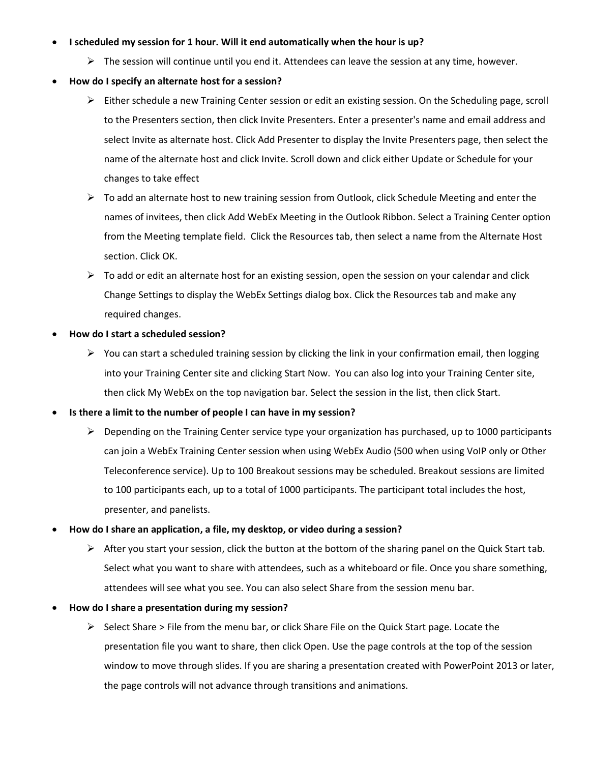- **I scheduled my session for 1 hour. Will it end automatically when the hour is up?**
    - The session will continue until you end it. Attendees can leave the session at any time, however.
- **How do I specify an alternate host for a session?**
    - Either schedule a new Training Center session or edit an existing session. On the Scheduling page, scroll to the Presenters section, then click Invite Presenters. Enter a presenter's name and email address and select Invite as alternate host. Click Add Presenter to display the Invite Presenters page, then select the name of the alternate host and click Invite. Scroll down and click either Update or Schedule for your changes to take effect
    - To add an alternate host to new training session from Outlook, click Schedule Meeting and enter the names of invitees, then click Add WebEx Meeting in the Outlook Ribbon. Select a Training Center option from the Meeting template field. Click the Resources tab, then select a name from the Alternate Host section. Click OK.
    - To add or edit an alternate host for an existing session, open the session on your calendar and click Change Settings to display the WebEx Settings dialog box. Click the Resources tab and make any required changes.
- **How do I start a scheduled session?**
    - You can start a scheduled training session by clicking the link in your confirmation email, then logging into your Training Center site and clicking Start Now. You can also log into your Training Center site, then click My WebEx on the top navigation bar. Select the session in the list, then click Start.
- **Is there a limit to the number of people I can have in my session?**
    - Depending on the Training Center service type your organization has purchased, up to 1000 participants can join a WebEx Training Center session when using WebEx Audio (500 when using VoIP only or Other Teleconference service). Up to 100 Breakout sessions may be scheduled. Breakout sessions are limited to 100 participants each, up to a total of 1000 participants. The participant total includes the host, presenter, and panelists.
- **How do I share an application, a file, my desktop, or video during a session?**
    - After you start your session, click the button at the bottom of the sharing panel on the Quick Start tab. Select what you want to share with attendees, such as a whiteboard or file. Once you share something, attendees will see what you see. You can also select Share from the session menu bar.
- **How do I share a presentation during my session?**
    - Select Share > File from the menu bar, or click Share File on the Quick Start page. Locate the presentation file you want to share, then click Open. Use the page controls at the top of the session window to move through slides. If you are sharing a presentation created with PowerPoint 2013 or later, the page controls will not advance through transitions and animations.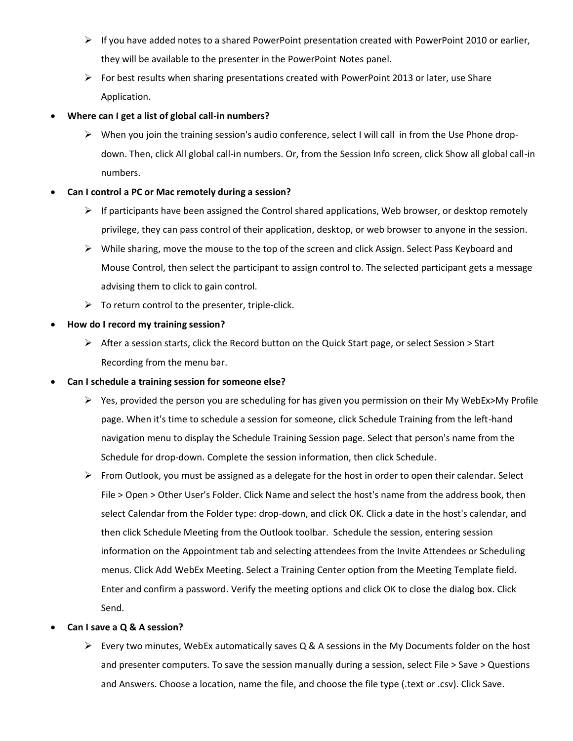- If you have added notes to a shared PowerPoint presentation created with PowerPoint 2010 or earlier, they will be available to the presenter in the PowerPoint Notes panel.
  - For best results when sharing presentations created with PowerPoint 2013 or later, use Share Application.

- **Where can I get a list of global call-in numbers?**
  - When you join the training session's audio conference, select I will call in from the Use Phone drop-down. Then, click All global call-in numbers. Or, from the Session Info screen, click Show all global call-in numbers.

- **Can I control a PC or Mac remotely during a session?**
  - If participants have been assigned the Control shared applications, Web browser, or desktop remotely privilege, they can pass control of their application, desktop, or web browser to anyone in the session.
  - While sharing, move the mouse to the top of the screen and click Assign. Select Pass Keyboard and Mouse Control, then select the participant to assign control to. The selected participant gets a message advising them to click to gain control.
  - To return control to the presenter, triple-click.

- **How do I record my training session?**
  - After a session starts, click the Record button on the Quick Start page, or select Session > Start Recording from the menu bar.

- **Can I schedule a training session for someone else?**
  - Yes, provided the person you are scheduling for has given you permission on their My WebEx>My Profile page. When it's time to schedule a session for someone, click Schedule Training from the left-hand navigation menu to display the Schedule Training Session page. Select that person's name from the Schedule for drop-down. Complete the session information, then click Schedule.
  - From Outlook, you must be assigned as a delegate for the host in order to open their calendar. Select File > Open > Other User's Folder. Click Name and select the host's name from the address book, then select Calendar from the Folder type: drop-down, and click OK. Click a date in the host's calendar, and then click Schedule Meeting from the Outlook toolbar. Schedule the session, entering session information on the Appointment tab and selecting attendees from the Invite Attendees or Scheduling menus. Click Add WebEx Meeting. Select a Training Center option from the Meeting Template field. Enter and confirm a password. Verify the meeting options and click OK to close the dialog box. Click Send.

- **Can I save a Q & A session?**
  - Every two minutes, WebEx automatically saves Q & A sessions in the My Documents folder on the host and presenter computers. To save the session manually during a session, select File > Save > Questions and Answers. Choose a location, name the file, and choose the file type (.text or .csv). Click Save.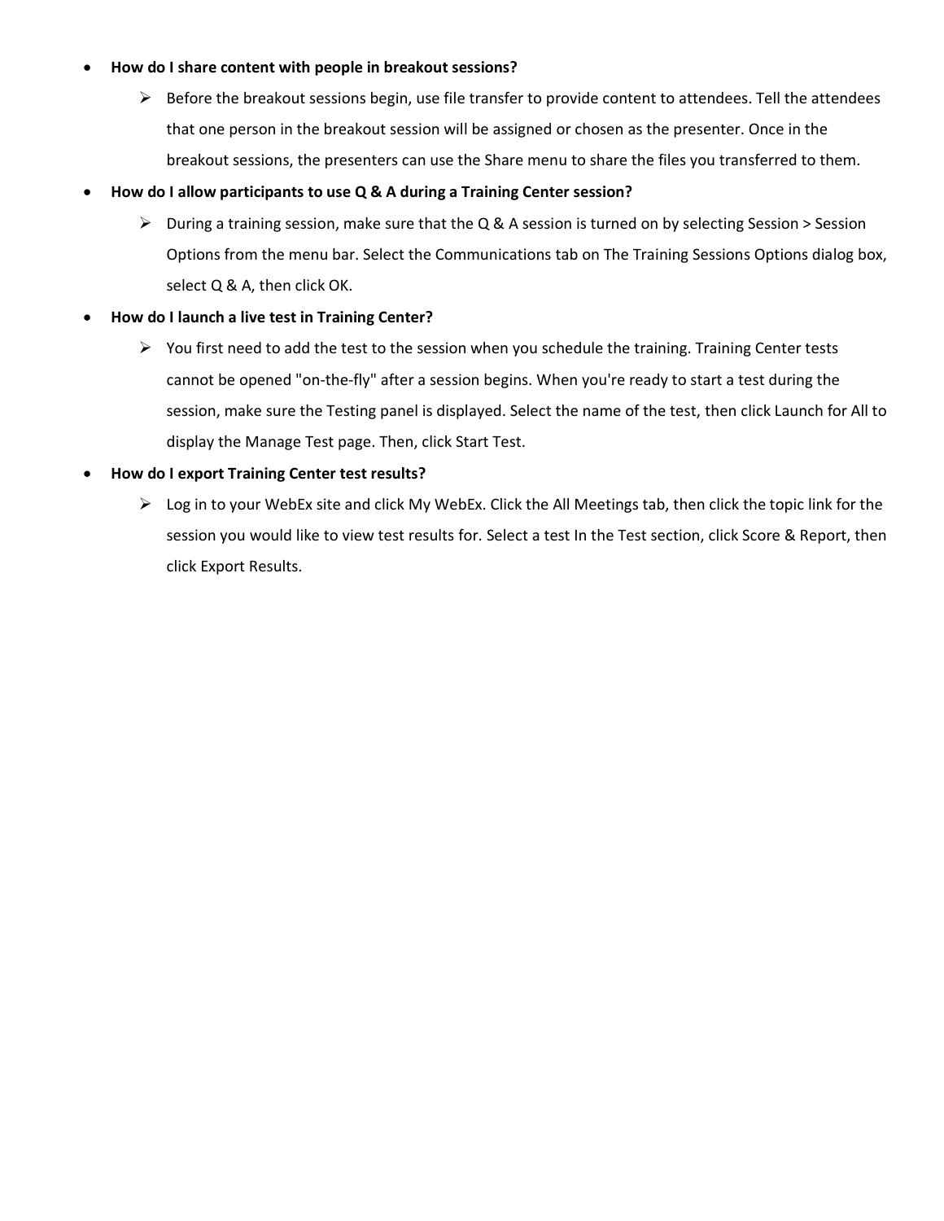- **How do I share content with people in breakout sessions?**
  - Before the breakout sessions begin, use file transfer to provide content to attendees. Tell the attendees that one person in the breakout session will be assigned or chosen as the presenter. Once in the breakout sessions, the presenters can use the Share menu to share the files you transferred to them.
- **How do I allow participants to use Q & A during a Training Center session?**
  - During a training session, make sure that the Q & A session is turned on by selecting Session > Session Options from the menu bar. Select the Communications tab on The Training Sessions Options dialog box, select Q & A, then click OK.
- **How do I launch a live test in Training Center?**
  - You first need to add the test to the session when you schedule the training. Training Center tests cannot be opened "on-the-fly" after a session begins. When you're ready to start a test during the session, make sure the Testing panel is displayed. Select the name of the test, then click Launch for All to display the Manage Test page. Then, click Start Test.
- **How do I export Training Center test results?**
  - Log in to your WebEx site and click My WebEx. Click the All Meetings tab, then click the topic link for the session you would like to view test results for. Select a test In the Test section, click Score & Report, then click Export Results.